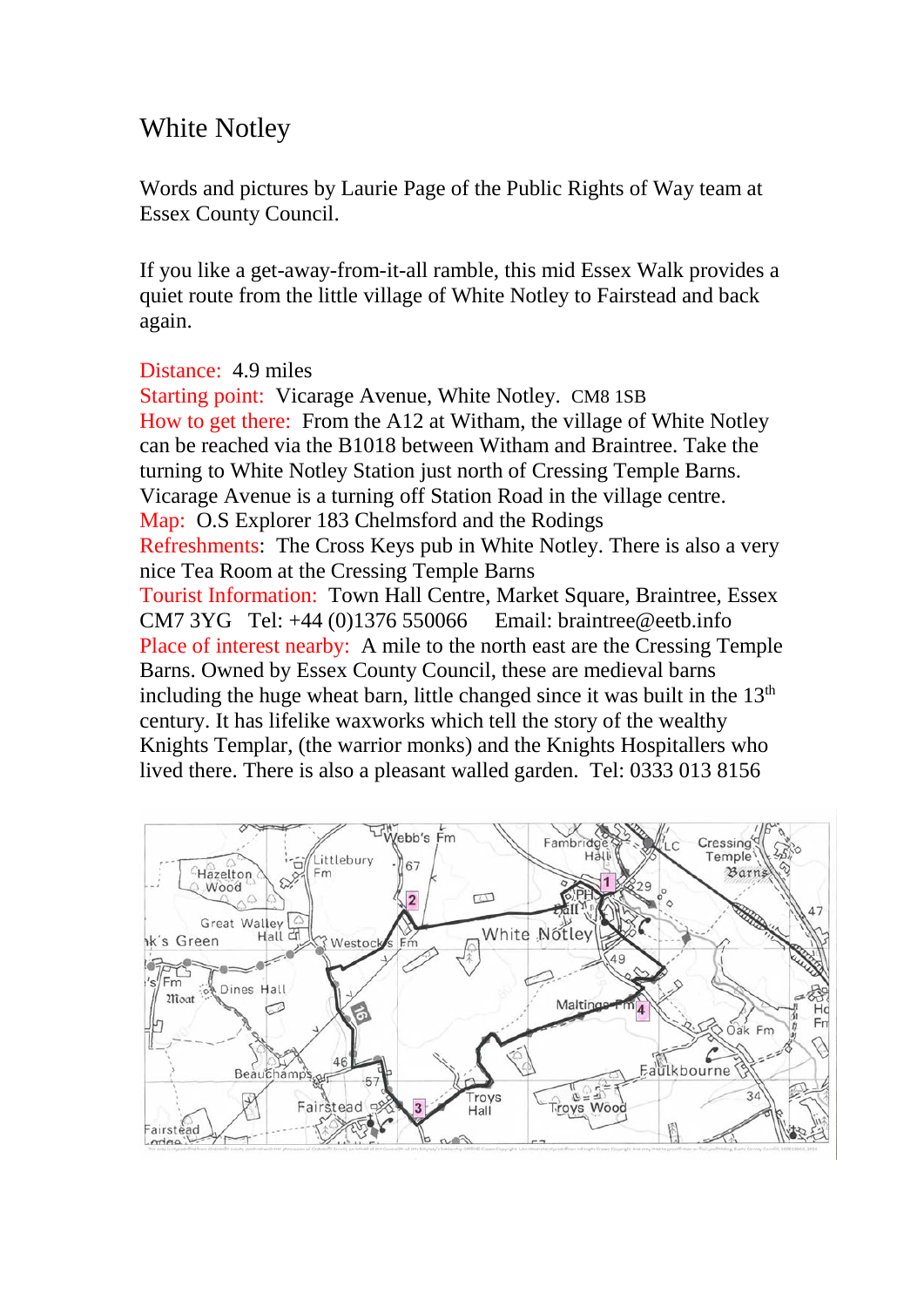# White Notley

Words and pictures by Laurie Page of the Public Rights of Way team at Essex County Council.

If you like a get-away-from-it-all ramble, this mid Essex Walk provides a quiet route from the little village of White Notley to Fairstead and back again.

Distance: 4.9 miles
Starting point: Vicarage Avenue, White Notley. CM8 1SB
How to get there: From the A12 at Witham, the village of White Notley can be reached via the B1018 between Witham and Braintree. Take the turning to White Notley Station just north of Cressing Temple Barns. Vicarage Avenue is a turning off Station Road in the village centre.
Map: O.S Explorer 183 Chelmsford and the Rodings
Refreshments: The Cross Keys pub in White Notley. There is also a very nice Tea Room at the Cressing Temple Barns
Tourist Information: Town Hall Centre, Market Square, Braintree, Essex CM7 3YG Tel: +44 (0)1376 550066 Email: braintree@eetb.info
Place of interest nearby: A mile to the north east are the Cressing Temple Barns. Owned by Essex County Council, these are medieval barns including the huge wheat barn, little changed since it was built in the 13th century. It has lifelike waxworks which tell the story of the wealthy Knights Templar, (the warrior monks) and the Knights Hospitallers who lived there. There is also a pleasant walled garden. Tel: 0333 013 8156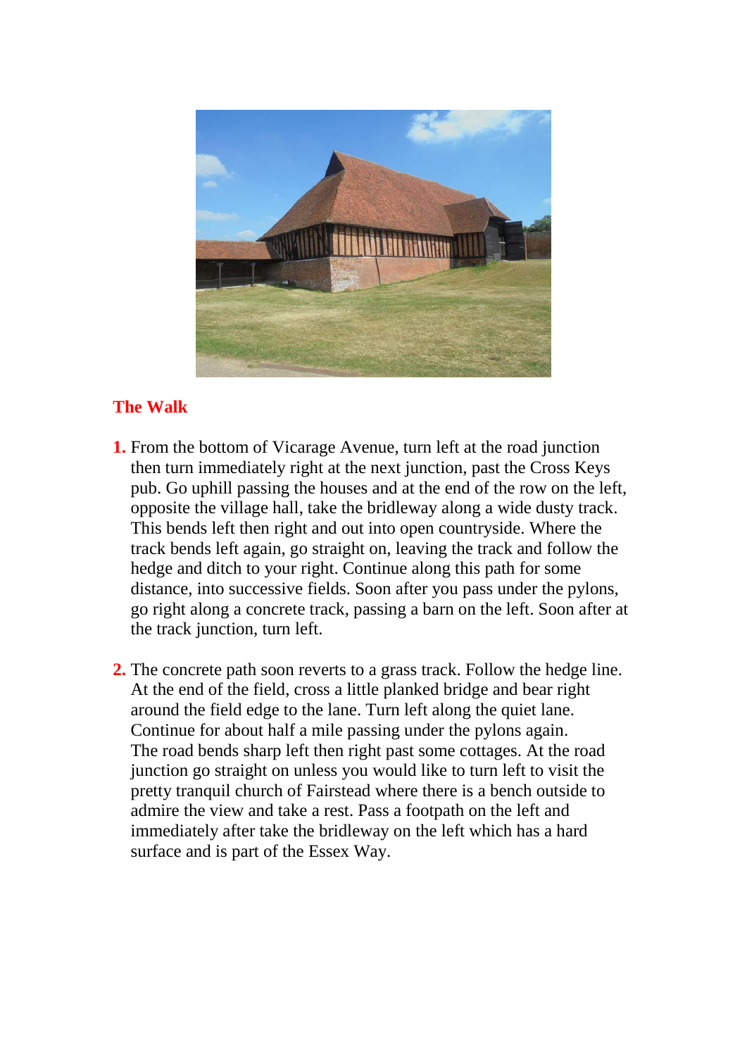## The Walk

1. From the bottom of Vicarage Avenue, turn left at the road junction then turn immediately right at the next junction, past the Cross Keys pub. Go uphill passing the houses and at the end of the row on the left, opposite the village hall, take the bridleway along a wide dusty track. This bends left then right and out into open countryside. Where the track bends left again, go straight on, leaving the track and follow the hedge and ditch to your right. Continue along this path for some distance, into successive fields. Soon after you pass under the pylons, go right along a concrete track, passing a barn on the left. Soon after at the track junction, turn left.

2. The concrete path soon reverts to a grass track. Follow the hedge line. At the end of the field, cross a little planked bridge and bear right around the field edge to the lane. Turn left along the quiet lane. Continue for about half a mile passing under the pylons again. The road bends sharp left then right past some cottages. At the road junction go straight on unless you would like to turn left to visit the pretty tranquil church of Fairstead where there is a bench outside to admire the view and take a rest. Pass a footpath on the left and immediately after take the bridleway on the left which has a hard surface and is part of the Essex Way.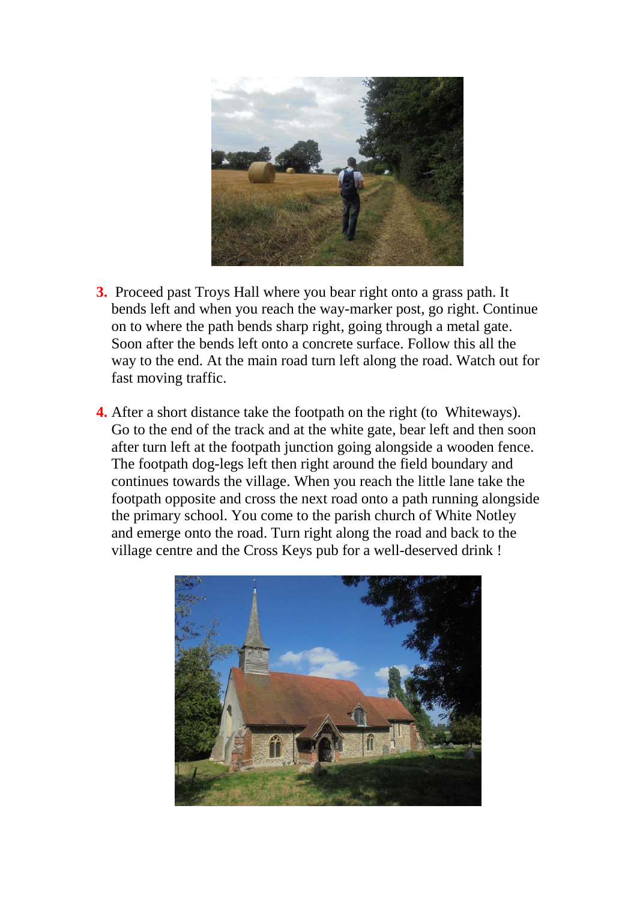3. Proceed past Troys Hall where you bear right onto a grass path. It bends left and when you reach the way-marker post, go right. Continue on to where the path bends sharp right, going through a metal gate. Soon after the bends left onto a concrete surface. Follow this all the way to the end. At the main road turn left along the road. Watch out for fast moving traffic.

4. After a short distance take the footpath on the right (to Whiteways). Go to the end of the track and at the white gate, bear left and then soon after turn left at the footpath junction going alongside a wooden fence. The footpath dog-legs left then right around the field boundary and continues towards the village. When you reach the little lane take the footpath opposite and cross the next road onto a path running alongside the primary school. You come to the parish church of White Notley and emerge onto the road. Turn right along the road and back to the village centre and the Cross Keys pub for a well-deserved drink !